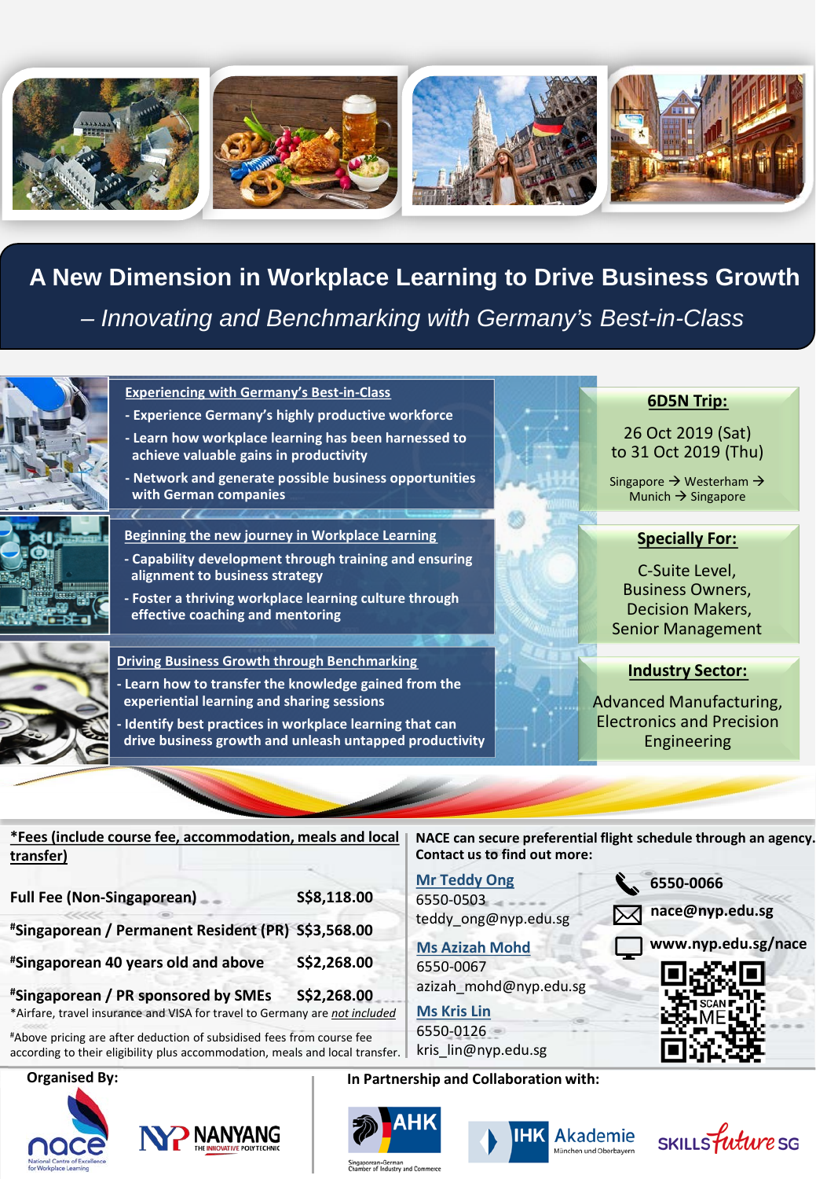# A New Dimension in Workplace Learning to Drive Business Growth

## – *Innovating and Benchmarking with Germany's Best-in-Class*

**Experiencing with Germany's Best-in-Class**

- Experience Germany's highly productive workforce
- Learn how workplace learning has been harnessed to achieve valuable gains in productivity
- Network and generate possible business opportunities with German companies

**Beginning the new journey in Workplace Learning**

- Capability development through training and ensuring alignment to business strategy
- Foster a thriving workplace learning culture through effective coaching and mentoring

**Driving Business Growth through Benchmarking**

- Learn how to transfer the knowledge gained from the experiential learning and sharing sessions
- Identify best practices in workplace learning that can drive business growth and unleash untapped productivity

**6D5N Trip:**

26 Oct 2019 (Sat)
to 31 Oct 2019 (Thu)

Singapore → Westerham → Munich → Singapore

**Specially For:**

C-Suite Level,
Business Owners,
Decision Makers,
Senior Management

**Industry Sector:**

Advanced Manufacturing, Electronics and Precision Engineering

**\*Fees (include course fee, accommodation, meals and local transfer)**

| | |
|---|---|
| Full Fee (Non-Singaporean) | S$8,118.00 |
| #Singaporean / Permanent Resident (PR) | S$3,568.00 |
| #Singaporean 40 years old and above | S$2,268.00 |
| #Singaporean / PR sponsored by SMEs | S$2,268.00 |

*Airfare, travel insurance and VISA for travel to Germany are *not included*

#Above pricing are after deduction of subsidised fees from course fee according to their eligibility plus accommodation, meals and local transfer.

**NACE can secure preferential flight schedule through an agency. Contact us to find out more:**

**Mr Teddy Ong**
6550-0503
teddy_ong@nyp.edu.sg

**Ms Azizah Mohd**
6550-0067
azizah_mohd@nyp.edu.sg

**Ms Kris Lin**
6550-0126
kris_lin@nyp.edu.sg

6550-0066
nace@nyp.edu.sg
www.nyp.edu.sg/nace

SCAN ME

**Organised By:**

nace – National Centre of Excellence for Workplace Learning
NYP NANYANG – THE INNOVATIVE POLYTECHNIC

**In Partnership and Collaboration with:**

AHK – Singaporean-German Chamber of Industry and Commerce
IHK Akademie – München und Oberbayern
SKILLSfuture SG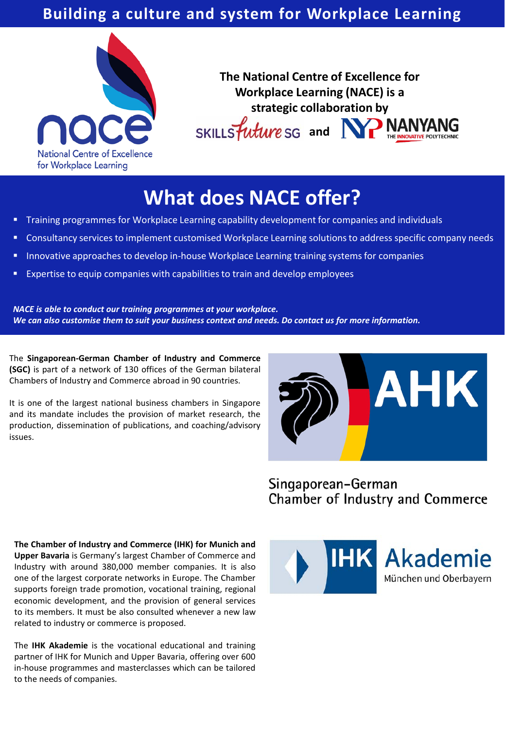# Building a culture and system for Workplace Learning

nace
National Centre of Excellence for Workplace Learning

**The National Centre of Excellence for Workplace Learning (NACE) is a strategic collaboration by**

SKILLSfuture SG **and** NYP NANYANG THE INNOVATIVE POLYTECHNIC

## What does NACE offer?

- Training programmes for Workplace Learning capability development for companies and individuals
- Consultancy services to implement customised Workplace Learning solutions to address specific company needs
- Innovative approaches to develop in-house Workplace Learning training systems for companies
- Expertise to equip companies with capabilities to train and develop employees

***NACE is able to conduct our training programmes at your workplace.***
***We can also customise them to suit your business context and needs. Do contact us for more information.***

The **Singaporean-German Chamber of Industry and Commerce (SGC)** is part of a network of 130 offices of the German bilateral Chambers of Industry and Commerce abroad in 90 countries.

It is one of the largest national business chambers in Singapore and its mandate includes the provision of market research, the production, dissemination of publications, and coaching/advisory issues.

AHK
Singaporean-German Chamber of Industry and Commerce

**The Chamber of Industry and Commerce (IHK) for Munich and Upper Bavaria** is Germany's largest Chamber of Commerce and Industry with around 380,000 member companies. It is also one of the largest corporate networks in Europe. The Chamber supports foreign trade promotion, vocational training, regional economic development, and the provision of general services to its members. It must be also consulted whenever a new law related to industry or commerce is proposed.

The **IHK Akademie** is the vocational educational and training partner of IHK for Munich and Upper Bavaria, offering over 600 in-house programmes and masterclasses which can be tailored to the needs of companies.

IHK Akademie
München und Oberbayern